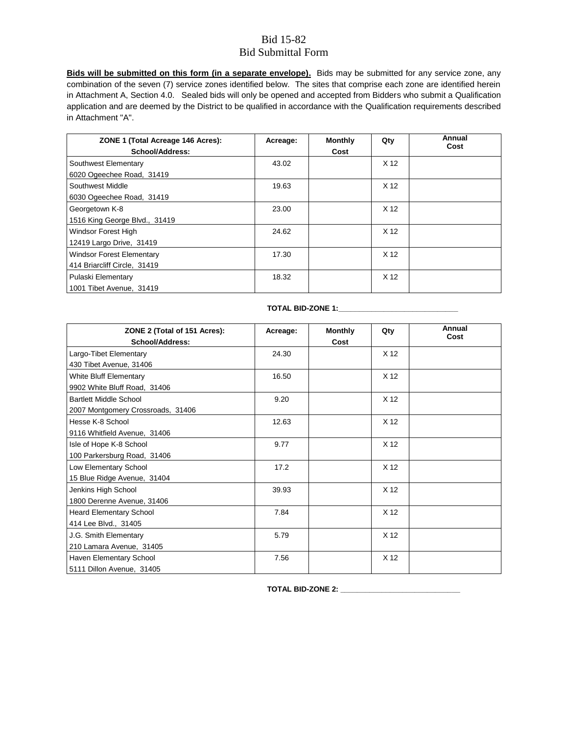# Bid 15-82
## Bid Submittal Form

**Bids will be submitted on this form (in a separate envelope).** Bids may be submitted for any service zone, any combination of the seven (7) service zones identified below. The sites that comprise each zone are identified herein in Attachment A, Section 4.0. Sealed bids will only be opened and accepted from Bidders who submit a Qualification application and are deemed by the District to be qualified in accordance with the Qualification requirements described in Attachment "A".

| ZONE 1 (Total Acreage 146 Acres): School/Address: | Acreage: | Monthly Cost | Qty | Annual Cost |
|---|---|---|---|---|
| Southwest Elementary<br>6020 Ogeechee Road, 31419 | 43.02 | | X 12 | |
| Southwest Middle<br>6030 Ogeechee Road, 31419 | 19.63 | | X 12 | |
| Georgetown K-8<br>1516 King George Blvd., 31419 | 23.00 | | X 12 | |
| Windsor Forest High<br>12419 Largo Drive, 31419 | 24.62 | | X 12 | |
| Windsor Forest Elementary<br>414 Briarcliff Circle, 31419 | 17.30 | | X 12 | |
| Pulaski Elementary<br>1001 Tibet Avenue, 31419 | 18.32 | | X 12 | |

**TOTAL BID-ZONE 1:\_\_\_\_\_\_\_\_\_\_\_\_\_\_\_\_\_\_\_\_\_\_\_\_\_\_\_\_**

| ZONE 2 (Total of 151 Acres): School/Address: | Acreage: | Monthly Cost | Qty | Annual Cost |
|---|---|---|---|---|
| Largo-Tibet Elementary<br>430 Tibet Avenue, 31406 | 24.30 | | X 12 | |
| White Bluff Elementary<br>9902 White Bluff Road, 31406 | 16.50 | | X 12 | |
| Bartlett Middle School<br>2007 Montgomery Crossroads, 31406 | 9.20 | | X 12 | |
| Hesse K-8 School<br>9116 Whitfield Avenue, 31406 | 12.63 | | X 12 | |
| Isle of Hope K-8 School<br>100 Parkersburg Road, 31406 | 9.77 | | X 12 | |
| Low Elementary School<br>15 Blue Ridge Avenue, 31404 | 17.2 | | X 12 | |
| Jenkins High School<br>1800 Derenne Avenue, 31406 | 39.93 | | X 12 | |
| Heard Elementary School<br>414 Lee Blvd., 31405 | 7.84 | | X 12 | |
| J.G. Smith Elementary<br>210 Lamara Avenue, 31405 | 5.79 | | X 12 | |
| Haven Elementary School<br>5111 Dillon Avenue, 31405 | 7.56 | | X 12 | |

**TOTAL BID-ZONE 2: \_\_\_\_\_\_\_\_\_\_\_\_\_\_\_\_\_\_\_\_\_\_\_\_\_\_\_\_**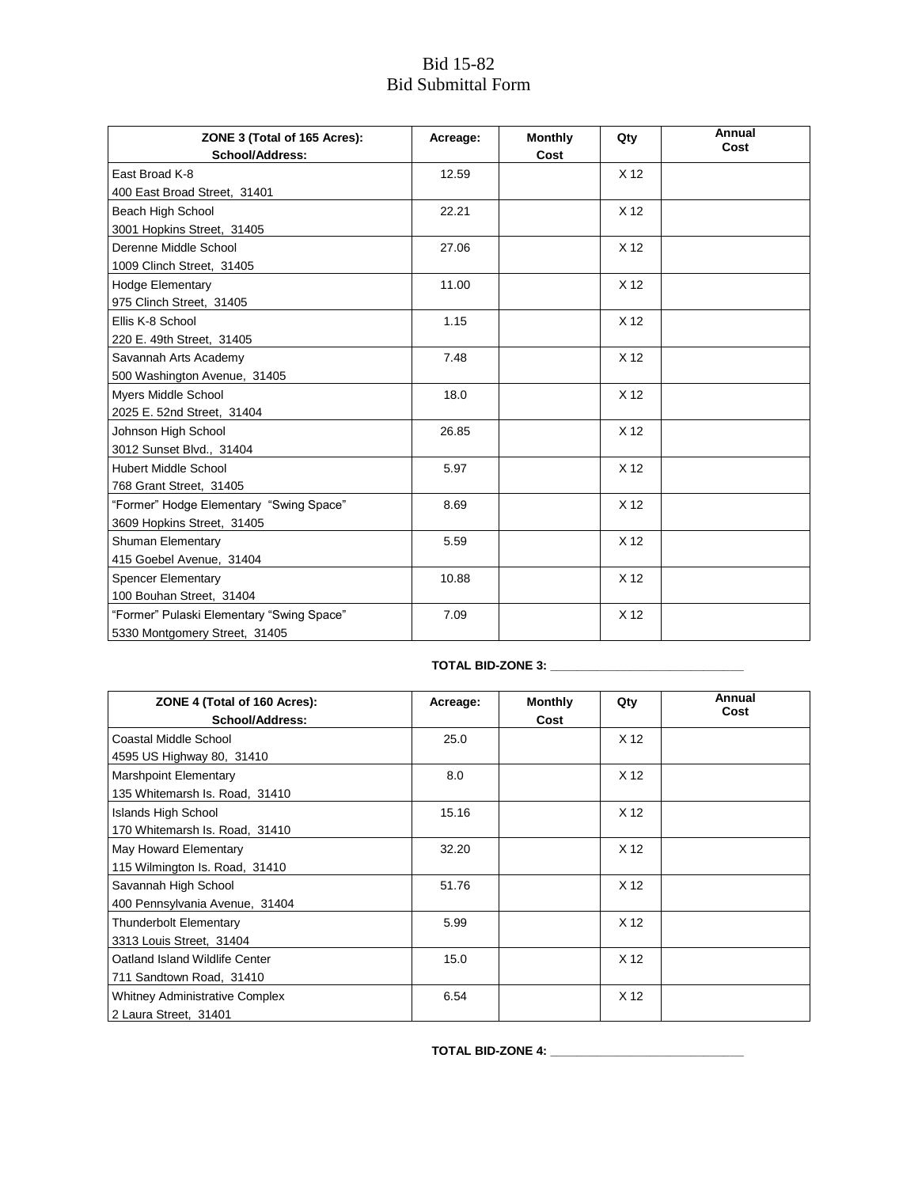# Bid 15-82
# Bid Submittal Form

| ZONE 3 (Total of 165 Acres): School/Address: | Acreage: | Monthly Cost | Qty | Annual Cost |
|---|---|---|---|---|
| East Broad K-8<br>400 East Broad Street, 31401 | 12.59 | | X 12 | |
| Beach High School<br>3001 Hopkins Street, 31405 | 22.21 | | X 12 | |
| Derenne Middle School<br>1009 Clinch Street, 31405 | 27.06 | | X 12 | |
| Hodge Elementary<br>975 Clinch Street, 31405 | 11.00 | | X 12 | |
| Ellis K-8 School<br>220 E. 49th Street, 31405 | 1.15 | | X 12 | |
| Savannah Arts Academy<br>500 Washington Avenue, 31405 | 7.48 | | X 12 | |
| Myers Middle School<br>2025 E. 52nd Street, 31404 | 18.0 | | X 12 | |
| Johnson High School<br>3012 Sunset Blvd., 31404 | 26.85 | | X 12 | |
| Hubert Middle School<br>768 Grant Street, 31405 | 5.97 | | X 12 | |
| "Former" Hodge Elementary "Swing Space"<br>3609 Hopkins Street, 31405 | 8.69 | | X 12 | |
| Shuman Elementary<br>415 Goebel Avenue, 31404 | 5.59 | | X 12 | |
| Spencer Elementary<br>100 Bouhan Street, 31404 | 10.88 | | X 12 | |
| "Former" Pulaski Elementary "Swing Space"<br>5330 Montgomery Street, 31405 | 7.09 | | X 12 | |

**TOTAL BID-ZONE 3: ____________________________**

| ZONE 4 (Total of 160 Acres): School/Address: | Acreage: | Monthly Cost | Qty | Annual Cost |
|---|---|---|---|---|
| Coastal Middle School<br>4595 US Highway 80, 31410 | 25.0 | | X 12 | |
| Marshpoint Elementary<br>135 Whitemarsh Is. Road, 31410 | 8.0 | | X 12 | |
| Islands High School<br>170 Whitemarsh Is. Road, 31410 | 15.16 | | X 12 | |
| May Howard Elementary<br>115 Wilmington Is. Road, 31410 | 32.20 | | X 12 | |
| Savannah High School<br>400 Pennsylvania Avenue, 31404 | 51.76 | | X 12 | |
| Thunderbolt Elementary<br>3313 Louis Street, 31404 | 5.99 | | X 12 | |
| Oatland Island Wildlife Center<br>711 Sandtown Road, 31410 | 15.0 | | X 12 | |
| Whitney Administrative Complex<br>2 Laura Street, 31401 | 6.54 | | X 12 | |

**TOTAL BID-ZONE 4: ____________________________**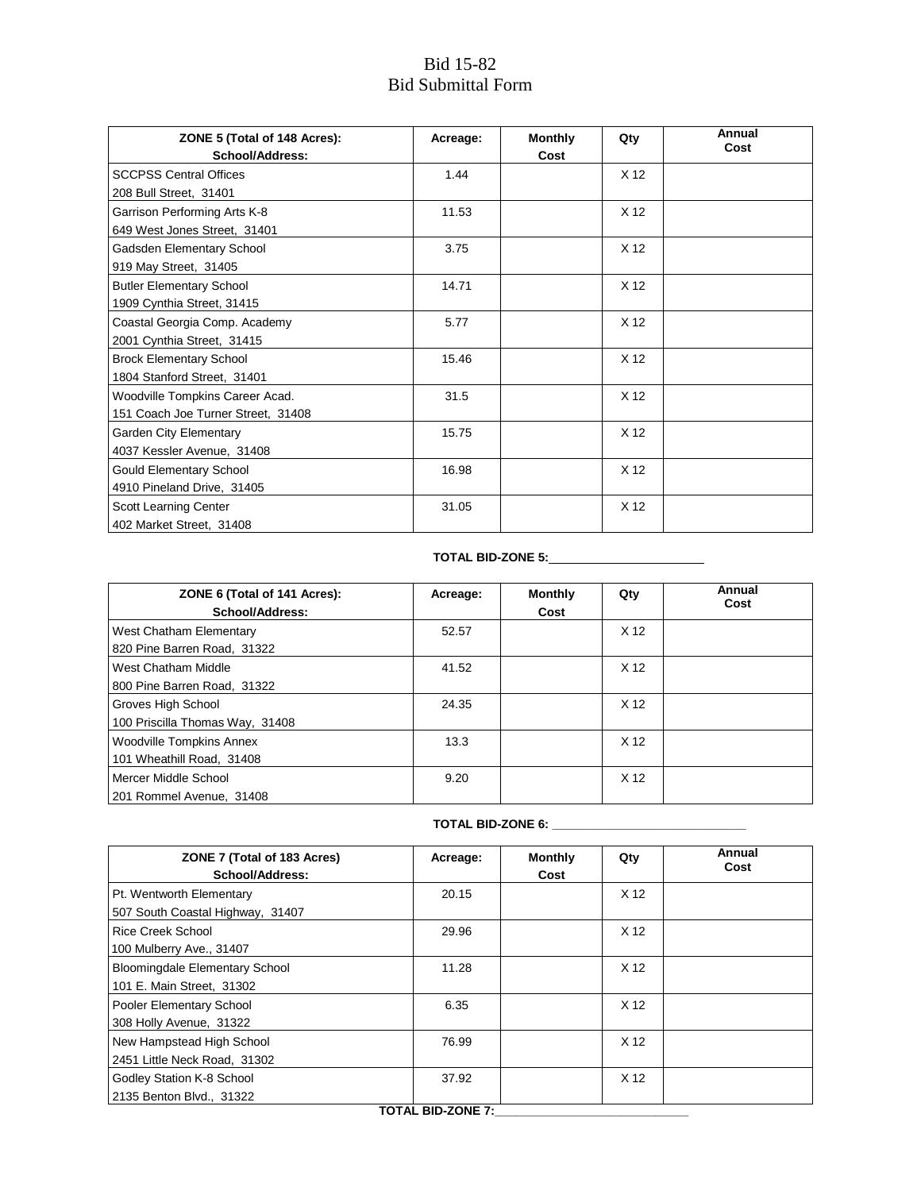# Bid 15-82
# Bid Submittal Form

| ZONE 5 (Total of 148 Acres): School/Address: | Acreage: | Monthly Cost | Qty | Annual Cost |
|---|---|---|---|---|
| SCCPSS Central Offices<br>208 Bull Street, 31401 | 1.44 | | X 12 | |
| Garrison Performing Arts K-8<br>649 West Jones Street, 31401 | 11.53 | | X 12 | |
| Gadsden Elementary School<br>919 May Street, 31405 | 3.75 | | X 12 | |
| Butler Elementary School<br>1909 Cynthia Street, 31415 | 14.71 | | X 12 | |
| Coastal Georgia Comp. Academy<br>2001 Cynthia Street, 31415 | 5.77 | | X 12 | |
| Brock Elementary School<br>1804 Stanford Street, 31401 | 15.46 | | X 12 | |
| Woodville Tompkins Career Acad.<br>151 Coach Joe Turner Street, 31408 | 31.5 | | X 12 | |
| Garden City Elementary<br>4037 Kessler Avenue, 31408 | 15.75 | | X 12 | |
| Gould Elementary School<br>4910 Pineland Drive, 31405 | 16.98 | | X 12 | |
| Scott Learning Center<br>402 Market Street, 31408 | 31.05 | | X 12 | |

**TOTAL BID-ZONE 5:**_______________________

| ZONE 6 (Total of 141 Acres): School/Address: | Acreage: | Monthly Cost | Qty | Annual Cost |
|---|---|---|---|---|
| West Chatham Elementary<br>820 Pine Barren Road, 31322 | 52.57 | | X 12 | |
| West Chatham Middle<br>800 Pine Barren Road, 31322 | 41.52 | | X 12 | |
| Groves High School<br>100 Priscilla Thomas Way, 31408 | 24.35 | | X 12 | |
| Woodville Tompkins Annex<br>101 Wheathill Road, 31408 | 13.3 | | X 12 | |
| Mercer Middle School<br>201 Rommel Avenue, 31408 | 9.20 | | X 12 | |

**TOTAL BID-ZONE 6:** _____________________________

| ZONE 7 (Total of 183 Acres) School/Address: | Acreage: | Monthly Cost | Qty | Annual Cost |
|---|---|---|---|---|
| Pt. Wentworth Elementary<br>507 South Coastal Highway, 31407 | 20.15 | | X 12 | |
| Rice Creek School<br>100 Mulberry Ave., 31407 | 29.96 | | X 12 | |
| Bloomingdale Elementary School<br>101 E. Main Street, 31302 | 11.28 | | X 12 | |
| Pooler Elementary School<br>308 Holly Avenue, 31322 | 6.35 | | X 12 | |
| New Hampstead High School<br>2451 Little Neck Road, 31302 | 76.99 | | X 12 | |
| Godley Station K-8 School<br>2135 Benton Blvd., 31322 | 37.92 | | X 12 | |

**TOTAL BID-ZONE 7:**_____________________________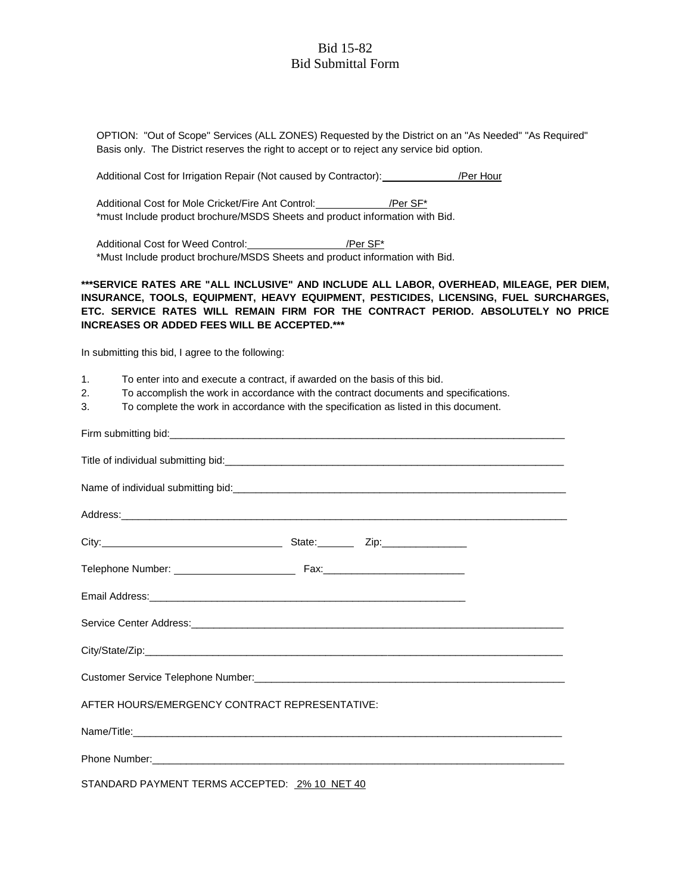# Bid 15-82
# Bid Submittal Form

OPTION: "Out of Scope" Services (ALL ZONES) Requested by the District on an "As Needed" "As Required" Basis only. The District reserves the right to accept or to reject any service bid option.

Additional Cost for Irrigation Repair (Not caused by Contractor): ____________ /Per Hour

Additional Cost for Mole Cricket/Fire Ant Control: ____________ /Per SF*
*must Include product brochure/MSDS Sheets and product information with Bid.

Additional Cost for Weed Control: ________________ /Per SF*
*Must Include product brochure/MSDS Sheets and product information with Bid.

**\*\*\*SERVICE RATES ARE "ALL INCLUSIVE" AND INCLUDE ALL LABOR, OVERHEAD, MILEAGE, PER DIEM, INSURANCE, TOOLS, EQUIPMENT, HEAVY EQUIPMENT, PESTICIDES, LICENSING, FUEL SURCHARGES, ETC. SERVICE RATES WILL REMAIN FIRM FOR THE CONTRACT PERIOD. ABSOLUTELY NO PRICE INCREASES OR ADDED FEES WILL BE ACCEPTED.\*\*\***

In submitting this bid, I agree to the following:

1. To enter into and execute a contract, if awarded on the basis of this bid.
2. To accomplish the work in accordance with the contract documents and specifications.
3. To complete the work in accordance with the specification as listed in this document.

Firm submitting bid:______________________________________________________________________

Title of individual submitting bid:__________________________________________________________

Name of individual submitting bid:_________________________________________________________

Address:_____________________________________________________________________________

City:______________________________ State:_______ Zip:_______________

Telephone Number: ____________________ Fax:_________________________

Email Address:_______________________________________________________

Service Center Address:_______________________________________________________________

City/State/Zip:_______________________________________________________________________

Customer Service Telephone Number:____________________________________________________

AFTER HOURS/EMERGENCY CONTRACT REPRESENTATIVE:

Name/Title:__________________________________________________________________________

Phone Number:_______________________________________________________________________

STANDARD PAYMENT TERMS ACCEPTED: 2% 10 NET 40